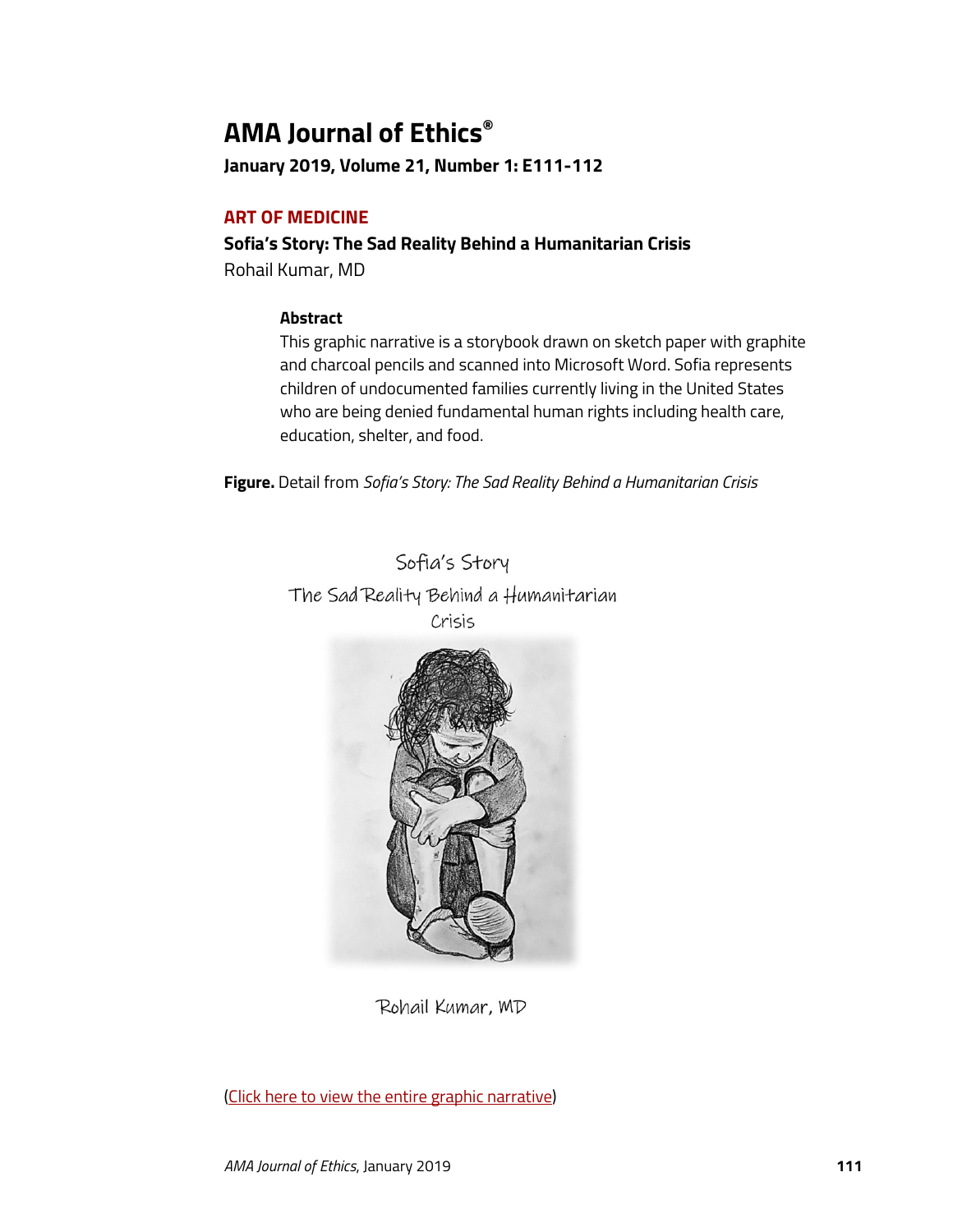# AMA Journal of Ethics®

**January 2019, Volume 21, Number 1: E111-112**

## ART OF MEDICINE

### Sofia's Story: The Sad Reality Behind a Humanitarian Crisis

Rohail Kumar, MD

**Abstract**

This graphic narrative is a storybook drawn on sketch paper with graphite and charcoal pencils and scanned into Microsoft Word. Sofia represents children of undocumented families currently living in the United States who are being denied fundamental human rights including health care, education, shelter, and food.

**Figure.** Detail from *Sofia's Story: The Sad Reality Behind a Humanitarian Crisis*

Sofia's Story

The Sad Reality Behind a Humanitarian Crisis

Rohail Kumar, MD

(Click here to view the entire graphic narrative)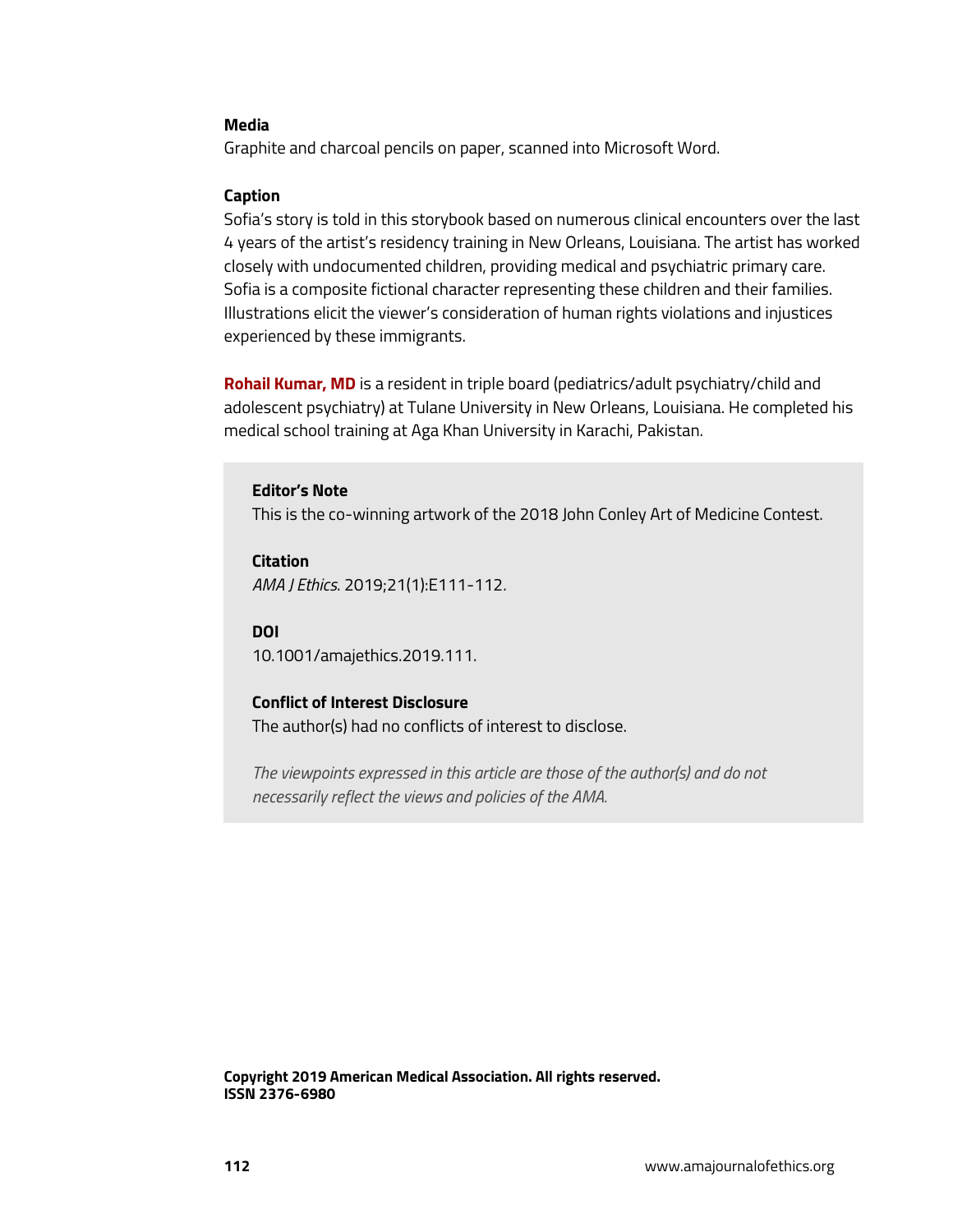**Media**

Graphite and charcoal pencils on paper, scanned into Microsoft Word.

**Caption**

Sofia's story is told in this storybook based on numerous clinical encounters over the last 4 years of the artist's residency training in New Orleans, Louisiana. The artist has worked closely with undocumented children, providing medical and psychiatric primary care. Sofia is a composite fictional character representing these children and their families. Illustrations elicit the viewer's consideration of human rights violations and injustices experienced by these immigrants.

**Rohail Kumar, MD** is a resident in triple board (pediatrics/adult psychiatry/child and adolescent psychiatry) at Tulane University in New Orleans, Louisiana. He completed his medical school training at Aga Khan University in Karachi, Pakistan.

**Editor's Note**

This is the co-winning artwork of the 2018 John Conley Art of Medicine Contest.

**Citation**

*AMA J Ethics*. 2019;21(1):E111-112.

**DOI**

10.1001/amajethics.2019.111.

**Conflict of Interest Disclosure**

The author(s) had no conflicts of interest to disclose.

*The viewpoints expressed in this article are those of the author(s) and do not necessarily reflect the views and policies of the AMA.*

**Copyright 2019 American Medical Association. All rights reserved.**
**ISSN 2376-6980**